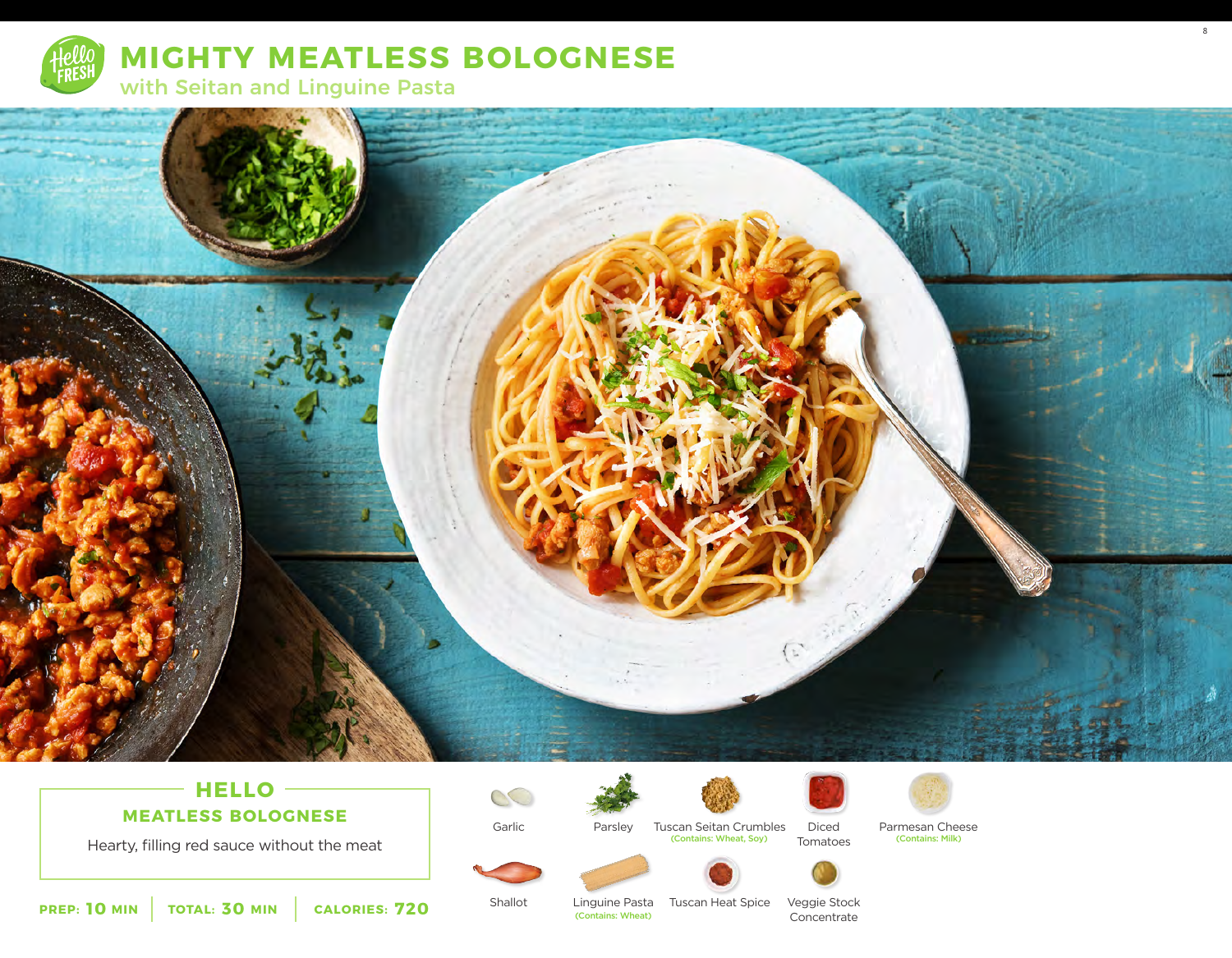# MIGHTY MEATLESS BOLOGNESE

## with Seitan and Linguine Pasta

### HELLO MEATLESS BOLOGNESE

Hearty, filling red sauce without the meat

**PREP:** 10 MIN | **TOTAL:** 30 MIN | **CALORIES:** 720

- Garlic
- Parsley
- Tuscan Seitan Crumbles (Contains: Wheat, Soy)
- Diced Tomatoes
- Parmesan Cheese (Contains: Milk)
- Shallot
- Linguine Pasta (Contains: Wheat)
- Tuscan Heat Spice
- Veggie Stock Concentrate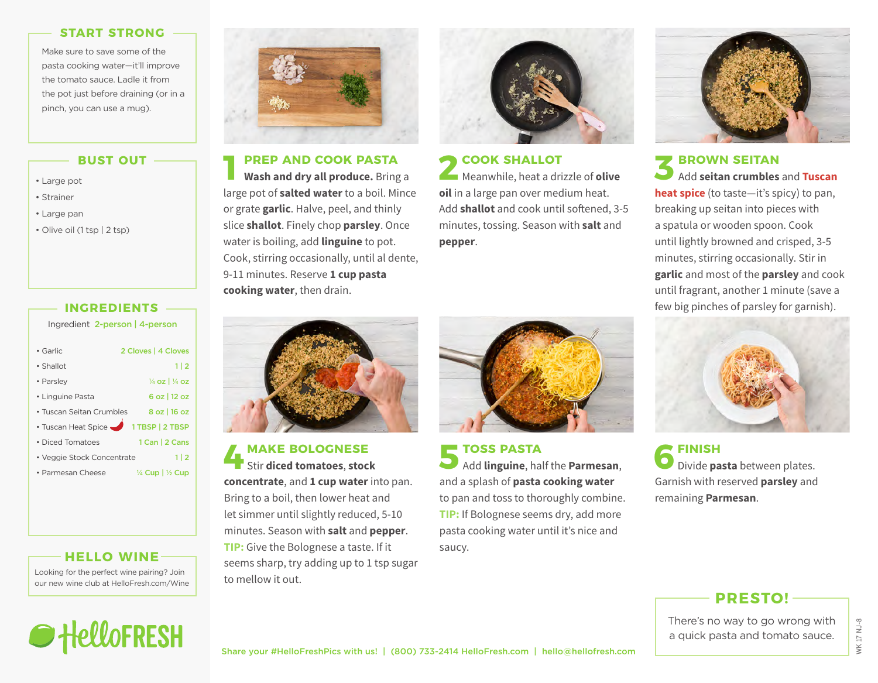## START STRONG

Make sure to save some of the pasta cooking water—it'll improve the tomato sauce. Ladle it from the pot just before draining (or in a pinch, you can use a mug).

## BUST OUT

- Large pot
- Strainer
- Large pan
- Olive oil (1 tsp | 2 tsp)

## INGREDIENTS

| Ingredient | 2-person \| 4-person |
| --- | --- |
| Garlic | 2 Cloves \| 4 Cloves |
| Shallot | 1 \| 2 |
| Parsley | ¼ oz \| ¼ oz |
| Linguine Pasta | 6 oz \| 12 oz |
| Tuscan Seitan Crumbles | 8 oz \| 16 oz |
| Tuscan Heat Spice | 1 TBSP \| 2 TBSP |
| Diced Tomatoes | 1 Can \| 2 Cans |
| Veggie Stock Concentrate | 1 \| 2 |
| Parmesan Cheese | ¼ Cup \| ½ Cup |

## HELLO WINE

Looking for the perfect wine pairing? Join our new wine club at HelloFresh.com/Wine

HelloFRESH

## 1 PREP AND COOK PASTA

**Wash and dry all produce.** Bring a large pot of **salted water** to a boil. Mince or grate **garlic**. Halve, peel, and thinly slice **shallot**. Finely chop **parsley**. Once water is boiling, add **linguine** to pot. Cook, stirring occasionally, until al dente, 9-11 minutes. Reserve **1 cup pasta cooking water**, then drain.

## 2 COOK SHALLOT

Meanwhile, heat a drizzle of **olive oil** in a large pan over medium heat. Add **shallot** and cook until softened, 3-5 minutes, tossing. Season with **salt** and **pepper**.

## 3 BROWN SEITAN

Add **seitan crumbles** and **Tuscan heat spice** (to taste—it's spicy) to pan, breaking up seitan into pieces with a spatula or wooden spoon. Cook until lightly browned and crisped, 3-5 minutes, stirring occasionally. Stir in **garlic** and most of the **parsley** and cook until fragrant, another 1 minute (save a few big pinches of parsley for garnish).

## 4 MAKE BOLOGNESE

Stir **diced tomatoes**, **stock concentrate**, and **1 cup water** into pan. Bring to a boil, then lower heat and let simmer until slightly reduced, 5-10 minutes. Season with **salt** and **pepper**.

**TIP:** Give the Bolognese a taste. If it seems sharp, try adding up to 1 tsp sugar to mellow it out.

## 5 TOSS PASTA

Add **linguine**, half the **Parmesan**, and a splash of **pasta cooking water** to pan and toss to thoroughly combine.

**TIP:** If Bolognese seems dry, add more pasta cooking water until it's nice and saucy.

## 6 FINISH

Divide **pasta** between plates. Garnish with reserved **parsley** and remaining **Parmesan**.

## PRESTO!

There's no way to go wrong with a quick pasta and tomato sauce.

Share your #HelloFreshPics with us! | (800) 733-2414 HelloFresh.com | hello@hellofresh.com

WK 17 NJ-8